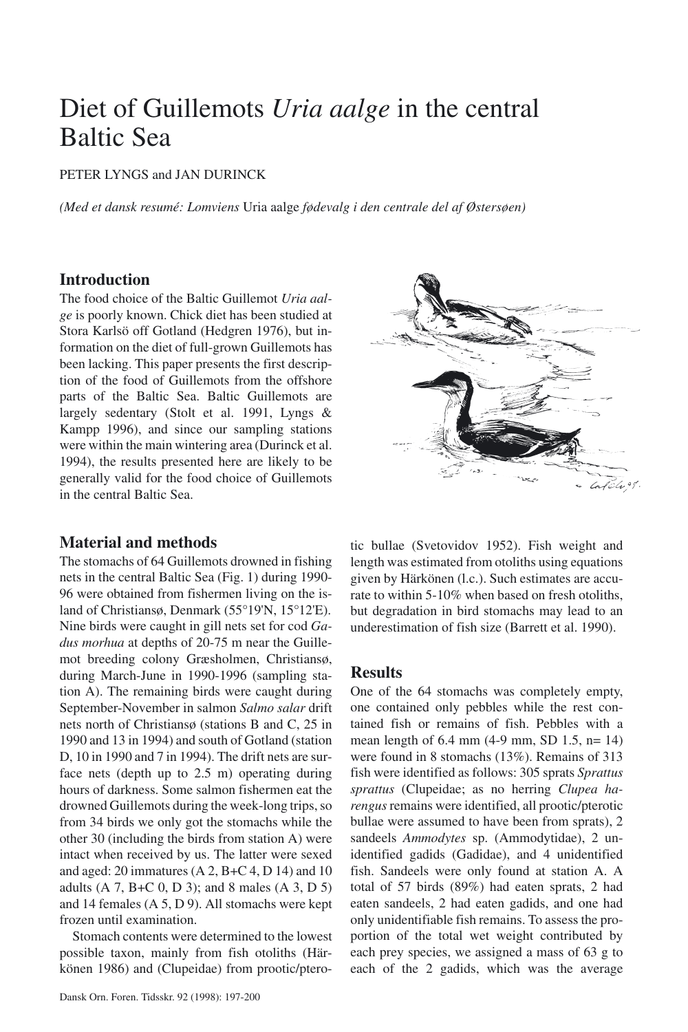# Diet of Guillemots *Uria aalge* in the central Baltic Sea

PETER LYNGS and JAN DURINCK

*(Med et dansk resumé: Lomviens* Uria aalge *fødevalg i den centrale del af Østersøen)*

## Introduction

The food choice of the Baltic Guillemot *Uria aalge* is poorly known. Chick diet has been studied at Stora Karlsö off Gotland (Hedgren 1976), but information on the diet of full-grown Guillemots has been lacking. This paper presents the first description of the food of Guillemots from the offshore parts of the Baltic Sea. Baltic Guillemots are largely sedentary (Stolt et al. 1991, Lyngs & Kampp 1996), and since our sampling stations were within the main wintering area (Durinck et al. 1994), the results presented here are likely to be generally valid for the food choice of Guillemots in the central Baltic Sea.

## Material and methods

The stomachs of 64 Guillemots drowned in fishing nets in the central Baltic Sea (Fig. 1) during 1990-96 were obtained from fishermen living on the island of Christiansø, Denmark (55°19'N, 15°12'E). Nine birds were caught in gill nets set for cod *Gadus morhua* at depths of 20-75 m near the Guillemot breeding colony Græsholmen, Christiansø, during March-June in 1990-1996 (sampling station A). The remaining birds were caught during September-November in salmon *Salmo salar* drift nets north of Christiansø (stations B and C, 25 in 1990 and 13 in 1994) and south of Gotland (station D, 10 in 1990 and 7 in 1994). The drift nets are surface nets (depth up to 2.5 m) operating during hours of darkness. Some salmon fishermen eat the drowned Guillemots during the week-long trips, so from 34 birds we only got the stomachs while the other 30 (including the birds from station A) were intact when received by us. The latter were sexed and aged: 20 immatures (A 2, B+C 4, D 14) and 10 adults (A 7, B+C 0, D 3); and 8 males (A 3, D 5) and 14 females (A 5, D 9). All stomachs were kept frozen until examination.

Stomach contents were determined to the lowest possible taxon, mainly from fish otoliths (Härkönen 1986) and (Clupeidae) from prootic/pterotic bullae (Svetovidov 1952). Fish weight and length was estimated from otoliths using equations given by Härkönen (l.c.). Such estimates are accurate to within 5-10% when based on fresh otoliths, but degradation in bird stomachs may lead to an underestimation of fish size (Barrett et al. 1990).

## Results

One of the 64 stomachs was completely empty, one contained only pebbles while the rest contained fish or remains of fish. Pebbles with a mean length of 6.4 mm (4-9 mm, SD 1.5, n= 14) were found in 8 stomachs (13%). Remains of 313 fish were identified as follows: 305 sprats *Sprattus sprattus* (Clupeidae; as no herring *Clupea harengus* remains were identified, all prootic/pterotic bullae were assumed to have been from sprats), 2 sandeels *Ammodytes* sp. (Ammodytidae), 2 unidentified gadids (Gadidae), and 4 unidentified fish. Sandeels were only found at station A. A total of 57 birds (89%) had eaten sprats, 2 had eaten sandeels, 2 had eaten gadids, and one had only unidentifiable fish remains. To assess the proportion of the total wet weight contributed by each prey species, we assigned a mass of 63 g to each of the 2 gadids, which was the average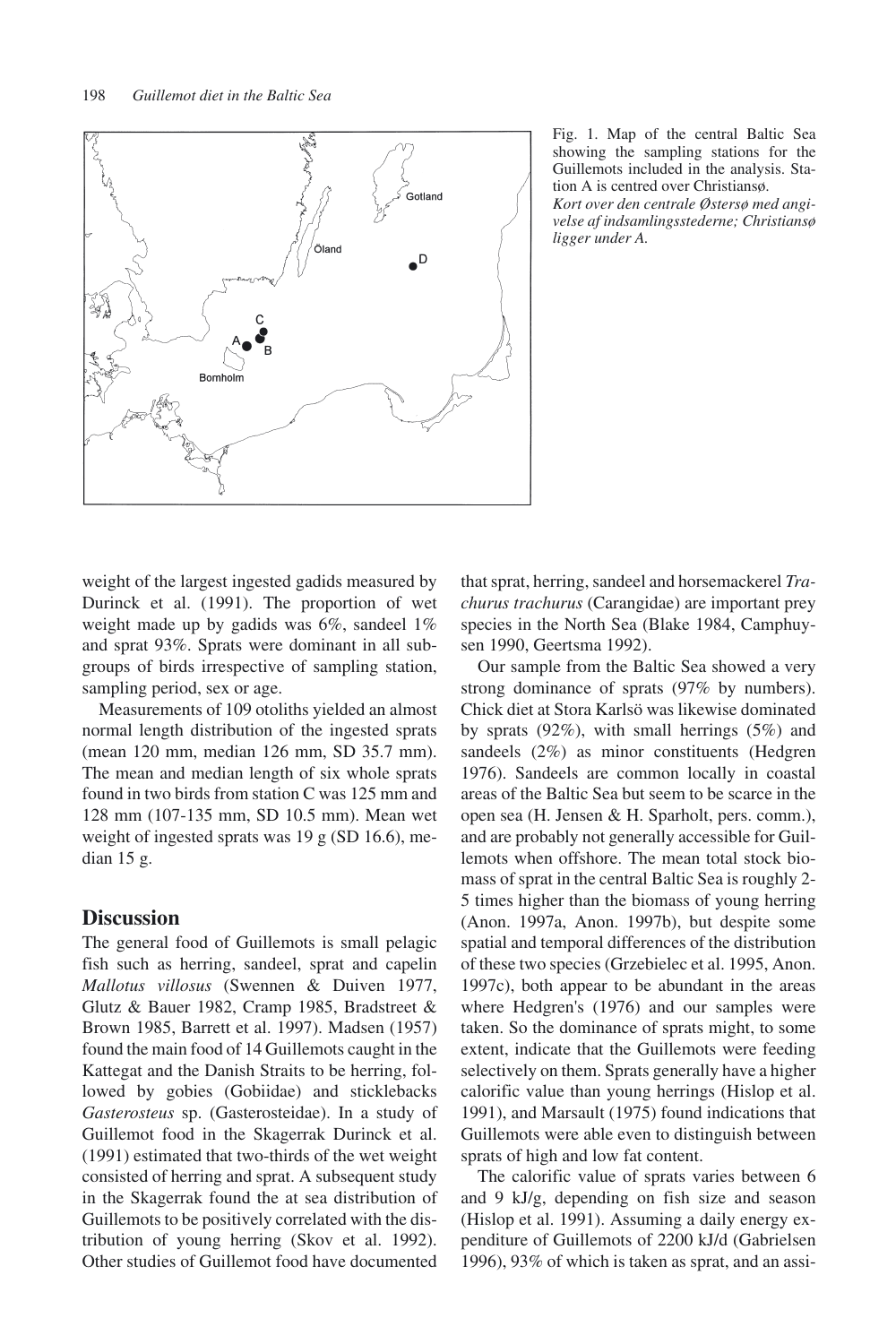Fig. 1. Map of the central Baltic Sea showing the sampling stations for the Guillemots included in the analysis. Station A is centred over Christiansø.
*Kort over den centrale Østersø med angivelse af indsamlingsstederne; Christiansø ligger under A.*

weight of the largest ingested gadids measured by Durinck et al. (1991). The proportion of wet weight made up by gadids was 6%, sandeel 1% and sprat 93%. Sprats were dominant in all subgroups of birds irrespective of sampling station, sampling period, sex or age.

Measurements of 109 otoliths yielded an almost normal length distribution of the ingested sprats (mean 120 mm, median 126 mm, SD 35.7 mm). The mean and median length of six whole sprats found in two birds from station C was 125 mm and 128 mm (107-135 mm, SD 10.5 mm). Mean wet weight of ingested sprats was 19 g (SD 16.6), median 15 g.

## Discussion

The general food of Guillemots is small pelagic fish such as herring, sandeel, sprat and capelin *Mallotus villosus* (Swennen & Duiven 1977, Glutz & Bauer 1982, Cramp 1985, Bradstreet & Brown 1985, Barrett et al. 1997). Madsen (1957) found the main food of 14 Guillemots caught in the Kattegat and the Danish Straits to be herring, followed by gobies (Gobiidae) and sticklebacks *Gasterosteus* sp. (Gasterosteidae). In a study of Guillemot food in the Skagerrak Durinck et al. (1991) estimated that two-thirds of the wet weight consisted of herring and sprat. A subsequent study in the Skagerrak found the at sea distribution of Guillemots to be positively correlated with the distribution of young herring (Skov et al. 1992). Other studies of Guillemot food have documented that sprat, herring, sandeel and horsemackerel *Trachurus trachurus* (Carangidae) are important prey species in the North Sea (Blake 1984, Camphuysen 1990, Geertsma 1992).

Our sample from the Baltic Sea showed a very strong dominance of sprats (97% by numbers). Chick diet at Stora Karlsö was likewise dominated by sprats (92%), with small herrings (5%) and sandeels (2%) as minor constituents (Hedgren 1976). Sandeels are common locally in coastal areas of the Baltic Sea but seem to be scarce in the open sea (H. Jensen & H. Sparholt, pers. comm.), and are probably not generally accessible for Guillemots when offshore. The mean total stock biomass of sprat in the central Baltic Sea is roughly 2-5 times higher than the biomass of young herring (Anon. 1997a, Anon. 1997b), but despite some spatial and temporal differences of the distribution of these two species (Grzebielec et al. 1995, Anon. 1997c), both appear to be abundant in the areas where Hedgren's (1976) and our samples were taken. So the dominance of sprats might, to some extent, indicate that the Guillemots were feeding selectively on them. Sprats generally have a higher calorific value than young herrings (Hislop et al. 1991), and Marsault (1975) found indications that Guillemots were able even to distinguish between sprats of high and low fat content.

The calorific value of sprats varies between 6 and 9 kJ/g, depending on fish size and season (Hislop et al. 1991). Assuming a daily energy expenditure of Guillemots of 2200 kJ/d (Gabrielsen 1996), 93% of which is taken as sprat, and an assi-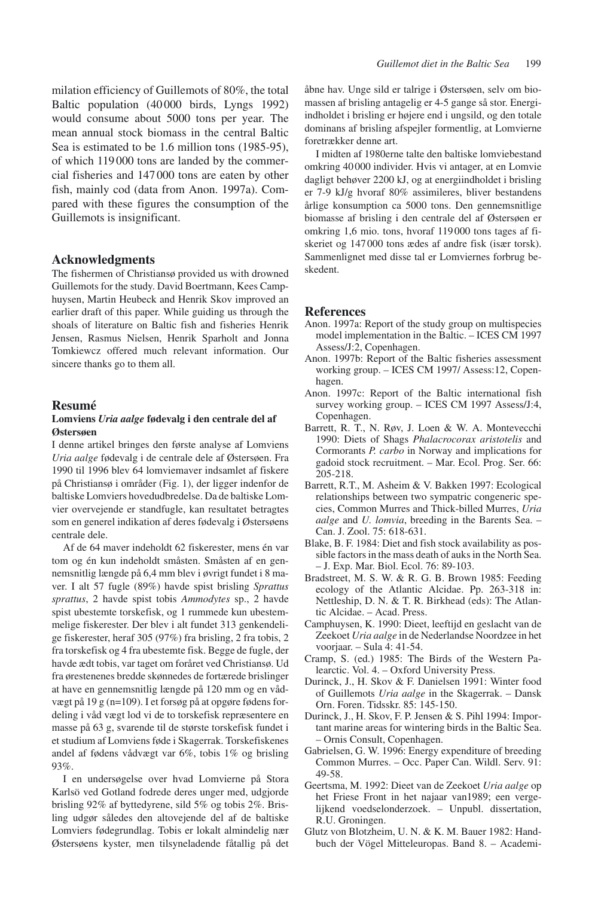milation efficiency of Guillemots of 80%, the total Baltic population (40 000 birds, Lyngs 1992) would consume about 5000 tons per year. The mean annual stock biomass in the central Baltic Sea is estimated to be 1.6 million tons (1985-95), of which 119 000 tons are landed by the commercial fisheries and 147 000 tons are eaten by other fish, mainly cod (data from Anon. 1997a). Compared with these figures the consumption of the Guillemots is insignificant.

## Acknowledgments

The fishermen of Christiansø provided us with drowned Guillemots for the study. David Boertmann, Kees Camphuysen, Martin Heubeck and Henrik Skov improved an earlier draft of this paper. While guiding us through the shoals of literature on Baltic fish and fisheries Henrik Jensen, Rasmus Nielsen, Henrik Sparholt and Jonna Tomkiewcz offered much relevant information. Our sincere thanks go to them all.

## Resumé

### Lomviens *Uria aalge* fødevalg i den centrale del af Østersøen

I denne artikel bringes den første analyse af Lomviens *Uria aalge* fødevalg i de centrale dele af Østersøen. Fra 1990 til 1996 blev 64 lomviemaver indsamlet af fiskere på Christiansø i områder (Fig. 1), der ligger indenfor de baltiske Lomviers hovedudbredelse. Da de baltiske Lomvier overvejende er standfugle, kan resultatet betragtes som en generel indikation af deres fødevalg i Østersøens centrale dele.

Af de 64 maver indeholdt 62 fiskerester, mens én var tom og én kun indeholdt småsten. Småsten af en gennemsnitlig længde på 6,4 mm blev i øvrigt fundet i 8 maver. I alt 57 fugle (89%) havde spist brisling *Sprattus sprattus*, 2 havde spist tobis *Ammodytes* sp., 2 havde spist ubestemte torskefisk, og 1 rummede kun ubestemmelige fiskerester. Der blev i alt fundet 313 genkendelige fiskerester, heraf 305 (97%) fra brisling, 2 fra tobis, 2 fra torskefisk og 4 fra ubestemte fisk. Begge de fugle, der havde ædt tobis, var taget om foråret ved Christiansø. Ud fra ørestenenes bredde skønnedes de fortærede brislinger at have en gennemsnitlig længde på 120 mm og en vådvægt på 19 g (n=109). I et forsøg på at opgøre fødens fordeling i våd vægt lod vi de to torskefisk repræsentere en masse på 63 g, svarende til de største torskefisk fundet i et studium af Lomviens føde i Skagerrak. Torskefiskenes andel af fødens vådvægt var 6%, tobis 1% og brisling 93%.

I en undersøgelse over hvad Lomvierne på Stora Karlsö ved Gotland fodrede deres unger med, udgjorde brisling 92% af byttedyrene, sild 5% og tobis 2%. Brisling udgør således den altovejende del af de baltiske Lomviers fødegrundlag. Tobis er lokalt almindelig nær Østersøens kyster, men tilsyneladende fåtallig på det åbne hav. Unge sild er talrige i Østersøen, selv om biomassen af brisling antagelig er 4-5 gange så stor. Energiindholdet i brisling er højere end i ungsild, og den totale dominans af brisling afspejler formentlig, at Lomvierne foretrækker denne art.

I midten af 1980erne talte den baltiske lomviebestand omkring 40 000 individer. Hvis vi antager, at en Lomvie dagligt behøver 2200 kJ, og at energiindholdet i brisling er 7-9 kJ/g hvoraf 80% assimileres, bliver bestandens årlige konsumption ca 5000 tons. Den gennemsnitlige biomasse af brisling i den centrale del af Østersøen er omkring 1,6 mio. tons, hvoraf 119 000 tons tages af fiskeriet og 147 000 tons ædes af andre fisk (især torsk). Sammenlignet med disse tal er Lomviernes forbrug beskedent.

## References

- Anon. 1997a: Report of the study group on multispecies model implementation in the Baltic. – ICES CM 1997 Assess/J:2, Copenhagen.
- Anon. 1997b: Report of the Baltic fisheries assessment working group. – ICES CM 1997/ Assess:12, Copenhagen.
- Anon. 1997c: Report of the Baltic international fish survey working group. – ICES CM 1997 Assess/J:4, Copenhagen.
- Barrett, R. T., N. Røv, J. Loen & W. A. Montevecchi 1990: Diets of Shags *Phalacrocorax aristotelis* and Cormorants *P. carbo* in Norway and implications for gadoid stock recruitment. – Mar. Ecol. Prog. Ser. 66: 205-218.
- Barrett, R.T., M. Asheim & V. Bakken 1997: Ecological relationships between two sympatric congeneric species, Common Murres and Thick-billed Murres, *Uria aalge* and *U. lomvia*, breeding in the Barents Sea. – Can. J. Zool. 75: 618-631.
- Blake, B. F. 1984: Diet and fish stock availability as possible factors in the mass death of auks in the North Sea. – J. Exp. Mar. Biol. Ecol. 76: 89-103.
- Bradstreet, M. S. W. & R. G. B. Brown 1985: Feeding ecology of the Atlantic Alcidae. Pp. 263-318 in: Nettleship, D. N. & T. R. Birkhead (eds): The Atlantic Alcidae. – Acad. Press.
- Camphuysen, K. 1990: Dieet, leeftijd en geslacht van de Zeekoet *Uria aalge* in de Nederlandse Noordzee in het voorjaar. – Sula 4: 41-54.
- Cramp, S. (ed.) 1985: The Birds of the Western Palearctic. Vol. 4. – Oxford University Press.
- Durinck, J., H. Skov & F. Danielsen 1991: Winter food of Guillemots *Uria aalge* in the Skagerrak. – Dansk Orn. Foren. Tidsskr. 85: 145-150.
- Durinck, J., H. Skov, F. P. Jensen & S. Pihl 1994: Important marine areas for wintering birds in the Baltic Sea. – Ornis Consult, Copenhagen.
- Gabrielsen, G. W. 1996: Energy expenditure of breeding Common Murres. – Occ. Paper Can. Wildl. Serv. 91: 49-58.
- Geertsma, M. 1992: Dieet van de Zeekoet *Uria aalge* op het Friese Front in het najaar van1989; een vergelijkend voedselonderzoek. – Unpubl. dissertation, R.U. Groningen.
- Glutz von Blotzheim, U. N. & K. M. Bauer 1982: Handbuch der Vögel Mitteleuropas. Band 8. – Academi-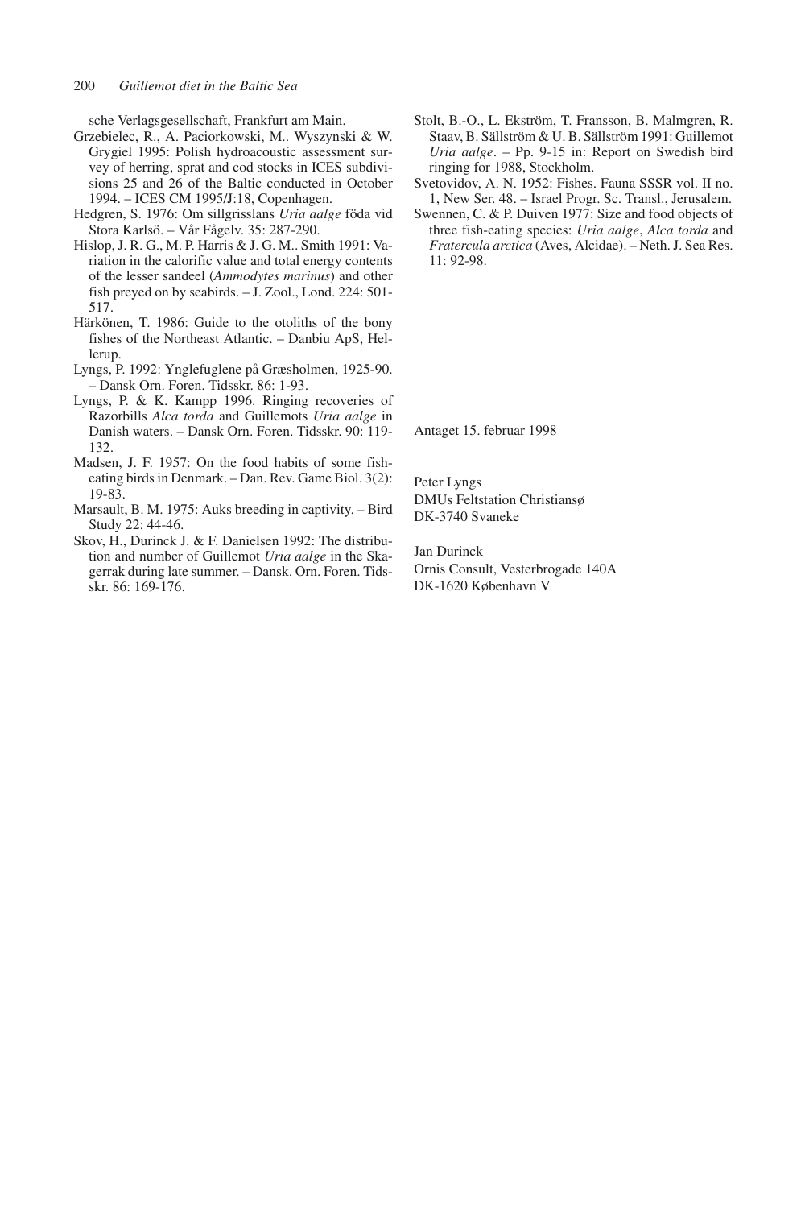sche Verlagsgesellschaft, Frankfurt am Main.

Grzebielec, R., A. Paciorkowski, M.. Wyszynski & W. Grygiel 1995: Polish hydroacoustic assessment survey of herring, sprat and cod stocks in ICES subdivisions 25 and 26 of the Baltic conducted in October 1994. – ICES CM 1995/J:18, Copenhagen.

Hedgren, S. 1976: Om sillgrisslans *Uria aalge* föda vid Stora Karlsö. – Vår Fågelv. 35: 287-290.

Hislop, J. R. G., M. P. Harris & J. G. M.. Smith 1991: Variation in the calorific value and total energy contents of the lesser sandeel (*Ammodytes marinus*) and other fish preyed on by seabirds. – J. Zool., Lond. 224: 501-517.

Härkönen, T. 1986: Guide to the otoliths of the bony fishes of the Northeast Atlantic. – Danbiu ApS, Hellerup.

Lyngs, P. 1992: Ynglefuglene på Græsholmen, 1925-90. – Dansk Orn. Foren. Tidsskr. 86: 1-93.

Lyngs, P. & K. Kampp 1996. Ringing recoveries of Razorbills *Alca torda* and Guillemots *Uria aalge* in Danish waters. – Dansk Orn. Foren. Tidsskr. 90: 119-132.

Madsen, J. F. 1957: On the food habits of some fish-eating birds in Denmark. – Dan. Rev. Game Biol. 3(2): 19-83.

Marsault, B. M. 1975: Auks breeding in captivity. – Bird Study 22: 44-46.

Skov, H., Durinck J. & F. Danielsen 1992: The distribution and number of Guillemot *Uria aalge* in the Skagerrak during late summer. – Dansk. Orn. Foren. Tidsskr. 86: 169-176.

Stolt, B.-O., L. Ekström, T. Fransson, B. Malmgren, R. Staav, B. Sällström & U. B. Sällström 1991: Guillemot *Uria aalge*. – Pp. 9-15 in: Report on Swedish bird ringing for 1988, Stockholm.

Svetovidov, A. N. 1952: Fishes. Fauna SSSR vol. II no. 1, New Ser. 48. – Israel Progr. Sc. Transl., Jerusalem.

Swennen, C. & P. Duiven 1977: Size and food objects of three fish-eating species: *Uria aalge*, *Alca torda* and *Fratercula arctica* (Aves, Alcidae). – Neth. J. Sea Res. 11: 92-98.

Antaget 15. februar 1998

Peter Lyngs
DMUs Feltstation Christiansø
DK-3740 Svaneke

Jan Durinck
Ornis Consult, Vesterbrogade 140A
DK-1620 København V